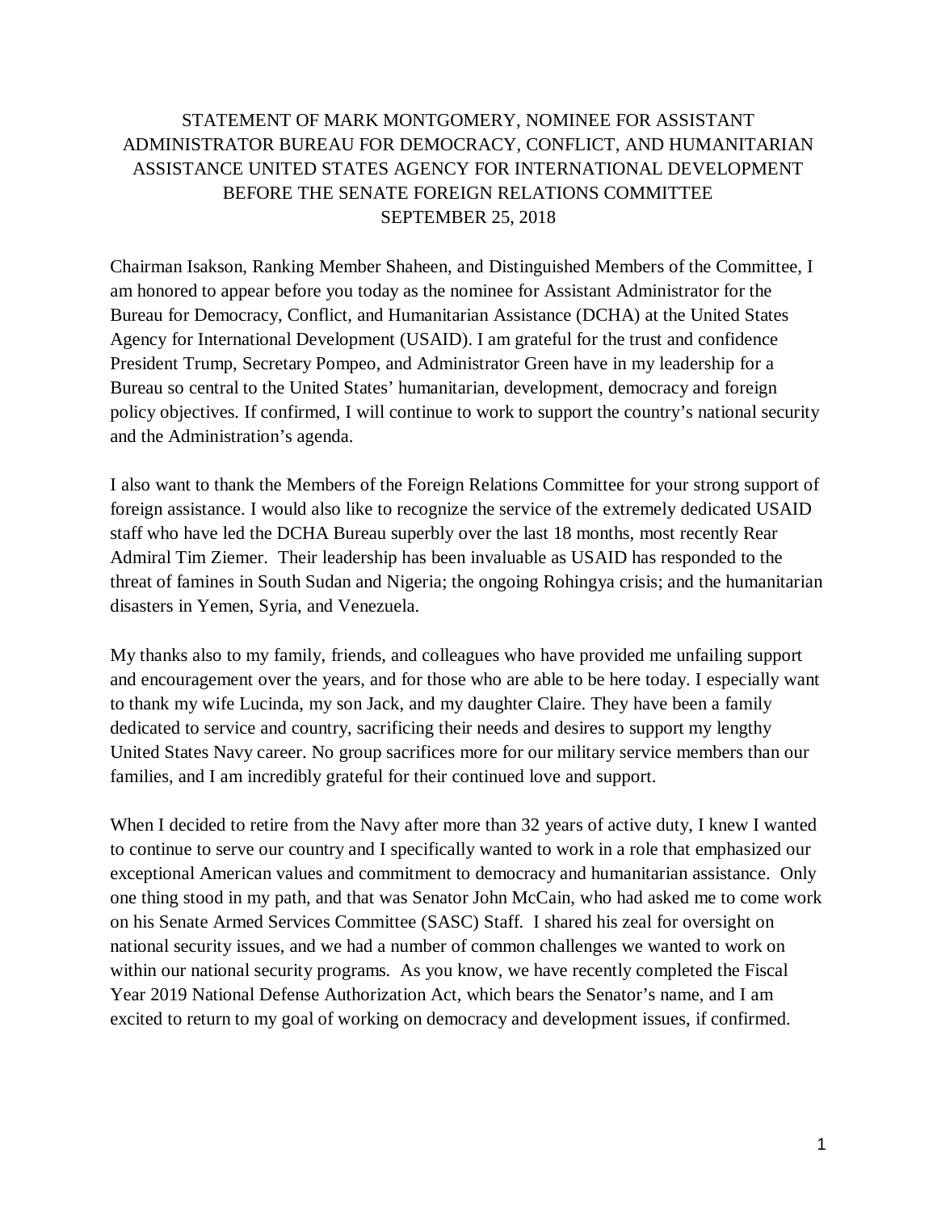# STATEMENT OF MARK MONTGOMERY, NOMINEE FOR ASSISTANT ADMINISTRATOR BUREAU FOR DEMOCRACY, CONFLICT, AND HUMANITARIAN ASSISTANCE UNITED STATES AGENCY FOR INTERNATIONAL DEVELOPMENT BEFORE THE SENATE FOREIGN RELATIONS COMMITTEE SEPTEMBER 25, 2018

Chairman Isakson, Ranking Member Shaheen, and Distinguished Members of the Committee, I am honored to appear before you today as the nominee for Assistant Administrator for the Bureau for Democracy, Conflict, and Humanitarian Assistance (DCHA) at the United States Agency for International Development (USAID). I am grateful for the trust and confidence President Trump, Secretary Pompeo, and Administrator Green have in my leadership for a Bureau so central to the United States' humanitarian, development, democracy and foreign policy objectives. If confirmed, I will continue to work to support the country's national security and the Administration's agenda.

I also want to thank the Members of the Foreign Relations Committee for your strong support of foreign assistance. I would also like to recognize the service of the extremely dedicated USAID staff who have led the DCHA Bureau superbly over the last 18 months, most recently Rear Admiral Tim Ziemer. Their leadership has been invaluable as USAID has responded to the threat of famines in South Sudan and Nigeria; the ongoing Rohingya crisis; and the humanitarian disasters in Yemen, Syria, and Venezuela.

My thanks also to my family, friends, and colleagues who have provided me unfailing support and encouragement over the years, and for those who are able to be here today. I especially want to thank my wife Lucinda, my son Jack, and my daughter Claire. They have been a family dedicated to service and country, sacrificing their needs and desires to support my lengthy United States Navy career. No group sacrifices more for our military service members than our families, and I am incredibly grateful for their continued love and support.

When I decided to retire from the Navy after more than 32 years of active duty, I knew I wanted to continue to serve our country and I specifically wanted to work in a role that emphasized our exceptional American values and commitment to democracy and humanitarian assistance. Only one thing stood in my path, and that was Senator John McCain, who had asked me to come work on his Senate Armed Services Committee (SASC) Staff. I shared his zeal for oversight on national security issues, and we had a number of common challenges we wanted to work on within our national security programs. As you know, we have recently completed the Fiscal Year 2019 National Defense Authorization Act, which bears the Senator's name, and I am excited to return to my goal of working on democracy and development issues, if confirmed.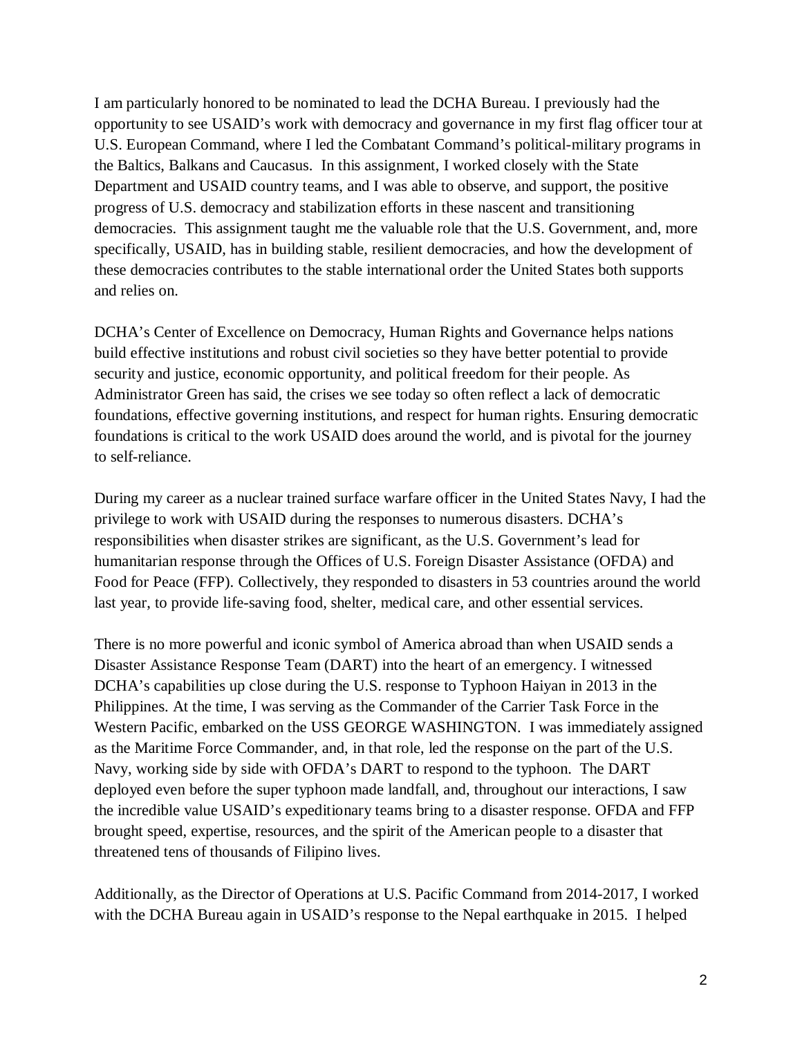I am particularly honored to be nominated to lead the DCHA Bureau. I previously had the opportunity to see USAID's work with democracy and governance in my first flag officer tour at U.S. European Command, where I led the Combatant Command's political-military programs in the Baltics, Balkans and Caucasus. In this assignment, I worked closely with the State Department and USAID country teams, and I was able to observe, and support, the positive progress of U.S. democracy and stabilization efforts in these nascent and transitioning democracies. This assignment taught me the valuable role that the U.S. Government, and, more specifically, USAID, has in building stable, resilient democracies, and how the development of these democracies contributes to the stable international order the United States both supports and relies on.

DCHA's Center of Excellence on Democracy, Human Rights and Governance helps nations build effective institutions and robust civil societies so they have better potential to provide security and justice, economic opportunity, and political freedom for their people. As Administrator Green has said, the crises we see today so often reflect a lack of democratic foundations, effective governing institutions, and respect for human rights. Ensuring democratic foundations is critical to the work USAID does around the world, and is pivotal for the journey to self-reliance.

During my career as a nuclear trained surface warfare officer in the United States Navy, I had the privilege to work with USAID during the responses to numerous disasters. DCHA's responsibilities when disaster strikes are significant, as the U.S. Government's lead for humanitarian response through the Offices of U.S. Foreign Disaster Assistance (OFDA) and Food for Peace (FFP). Collectively, they responded to disasters in 53 countries around the world last year, to provide life-saving food, shelter, medical care, and other essential services.

There is no more powerful and iconic symbol of America abroad than when USAID sends a Disaster Assistance Response Team (DART) into the heart of an emergency. I witnessed DCHA's capabilities up close during the U.S. response to Typhoon Haiyan in 2013 in the Philippines. At the time, I was serving as the Commander of the Carrier Task Force in the Western Pacific, embarked on the USS GEORGE WASHINGTON. I was immediately assigned as the Maritime Force Commander, and, in that role, led the response on the part of the U.S. Navy, working side by side with OFDA's DART to respond to the typhoon. The DART deployed even before the super typhoon made landfall, and, throughout our interactions, I saw the incredible value USAID's expeditionary teams bring to a disaster response. OFDA and FFP brought speed, expertise, resources, and the spirit of the American people to a disaster that threatened tens of thousands of Filipino lives.

Additionally, as the Director of Operations at U.S. Pacific Command from 2014-2017, I worked with the DCHA Bureau again in USAID's response to the Nepal earthquake in 2015. I helped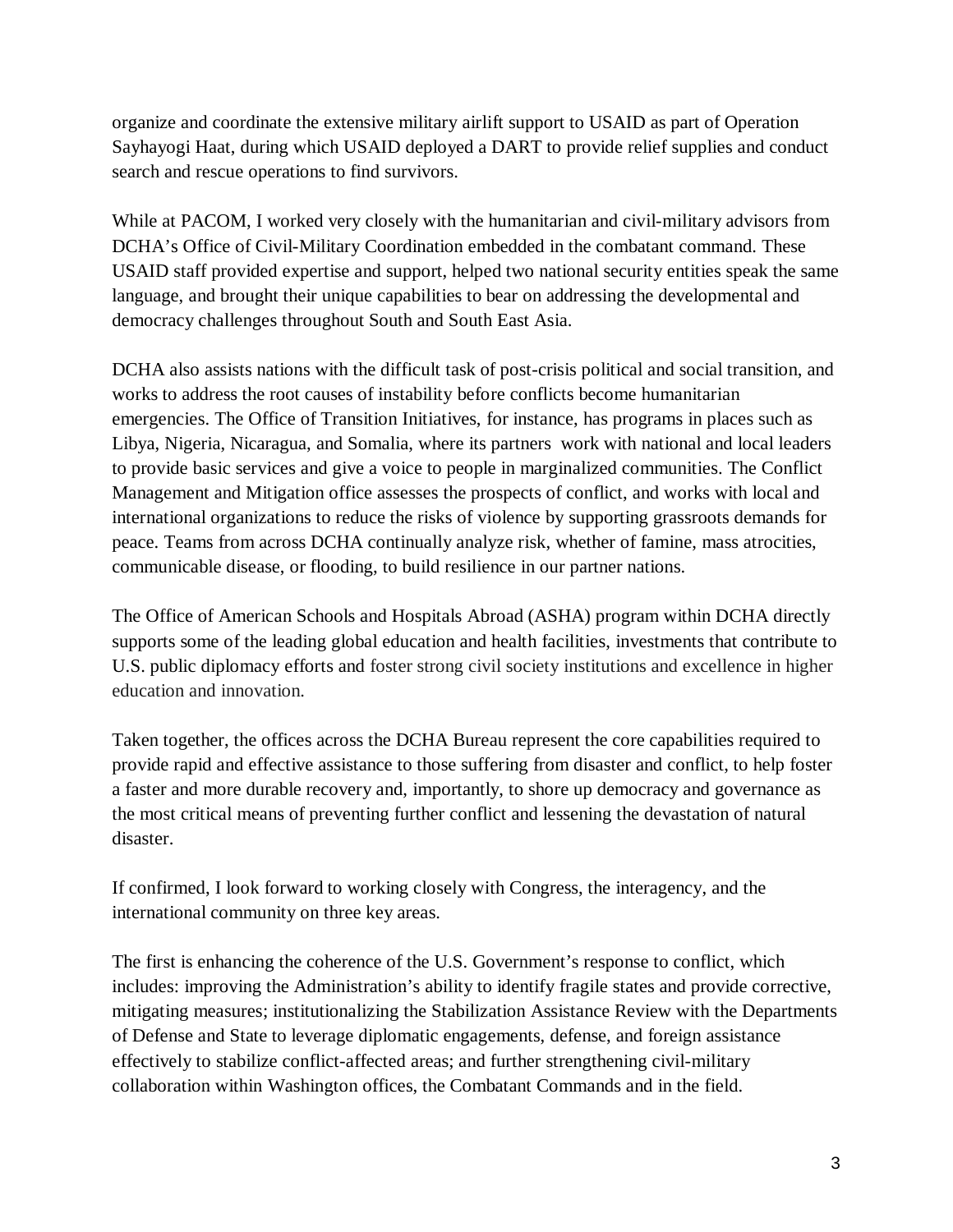organize and coordinate the extensive military airlift support to USAID as part of Operation Sayhayogi Haat, during which USAID deployed a DART to provide relief supplies and conduct search and rescue operations to find survivors.

While at PACOM, I worked very closely with the humanitarian and civil-military advisors from DCHA's Office of Civil-Military Coordination embedded in the combatant command. These USAID staff provided expertise and support, helped two national security entities speak the same language, and brought their unique capabilities to bear on addressing the developmental and democracy challenges throughout South and South East Asia.

DCHA also assists nations with the difficult task of post-crisis political and social transition, and works to address the root causes of instability before conflicts become humanitarian emergencies. The Office of Transition Initiatives, for instance, has programs in places such as Libya, Nigeria, Nicaragua, and Somalia, where its partners work with national and local leaders to provide basic services and give a voice to people in marginalized communities. The Conflict Management and Mitigation office assesses the prospects of conflict, and works with local and international organizations to reduce the risks of violence by supporting grassroots demands for peace. Teams from across DCHA continually analyze risk, whether of famine, mass atrocities, communicable disease, or flooding, to build resilience in our partner nations.

The Office of American Schools and Hospitals Abroad (ASHA) program within DCHA directly supports some of the leading global education and health facilities, investments that contribute to U.S. public diplomacy efforts and foster strong civil society institutions and excellence in higher education and innovation.

Taken together, the offices across the DCHA Bureau represent the core capabilities required to provide rapid and effective assistance to those suffering from disaster and conflict, to help foster a faster and more durable recovery and, importantly, to shore up democracy and governance as the most critical means of preventing further conflict and lessening the devastation of natural disaster.

If confirmed, I look forward to working closely with Congress, the interagency, and the international community on three key areas.

The first is enhancing the coherence of the U.S. Government's response to conflict, which includes: improving the Administration's ability to identify fragile states and provide corrective, mitigating measures; institutionalizing the Stabilization Assistance Review with the Departments of Defense and State to leverage diplomatic engagements, defense, and foreign assistance effectively to stabilize conflict-affected areas; and further strengthening civil-military collaboration within Washington offices, the Combatant Commands and in the field.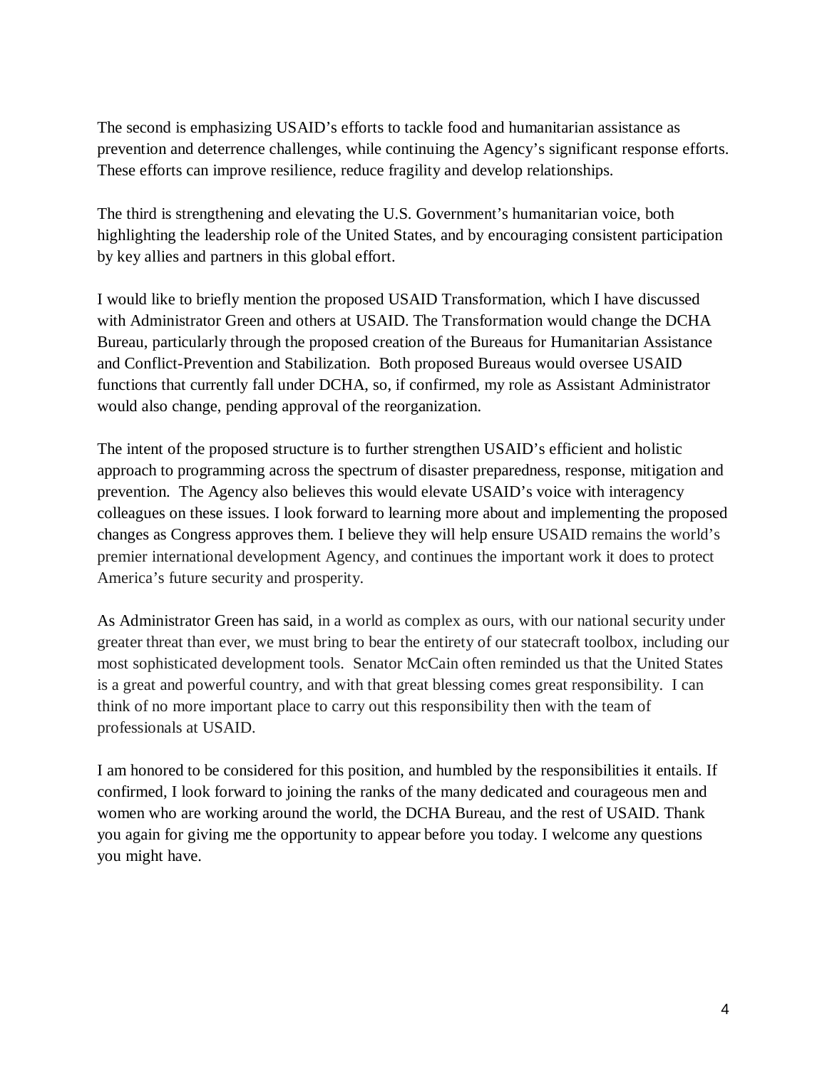The second is emphasizing USAID's efforts to tackle food and humanitarian assistance as prevention and deterrence challenges, while continuing the Agency's significant response efforts. These efforts can improve resilience, reduce fragility and develop relationships.

The third is strengthening and elevating the U.S. Government's humanitarian voice, both highlighting the leadership role of the United States, and by encouraging consistent participation by key allies and partners in this global effort.

I would like to briefly mention the proposed USAID Transformation, which I have discussed with Administrator Green and others at USAID. The Transformation would change the DCHA Bureau, particularly through the proposed creation of the Bureaus for Humanitarian Assistance and Conflict-Prevention and Stabilization. Both proposed Bureaus would oversee USAID functions that currently fall under DCHA, so, if confirmed, my role as Assistant Administrator would also change, pending approval of the reorganization.

The intent of the proposed structure is to further strengthen USAID's efficient and holistic approach to programming across the spectrum of disaster preparedness, response, mitigation and prevention. The Agency also believes this would elevate USAID's voice with interagency colleagues on these issues. I look forward to learning more about and implementing the proposed changes as Congress approves them. I believe they will help ensure USAID remains the world's premier international development Agency, and continues the important work it does to protect America's future security and prosperity.

As Administrator Green has said, in a world as complex as ours, with our national security under greater threat than ever, we must bring to bear the entirety of our statecraft toolbox, including our most sophisticated development tools. Senator McCain often reminded us that the United States is a great and powerful country, and with that great blessing comes great responsibility. I can think of no more important place to carry out this responsibility then with the team of professionals at USAID.

I am honored to be considered for this position, and humbled by the responsibilities it entails. If confirmed, I look forward to joining the ranks of the many dedicated and courageous men and women who are working around the world, the DCHA Bureau, and the rest of USAID. Thank you again for giving me the opportunity to appear before you today. I welcome any questions you might have.